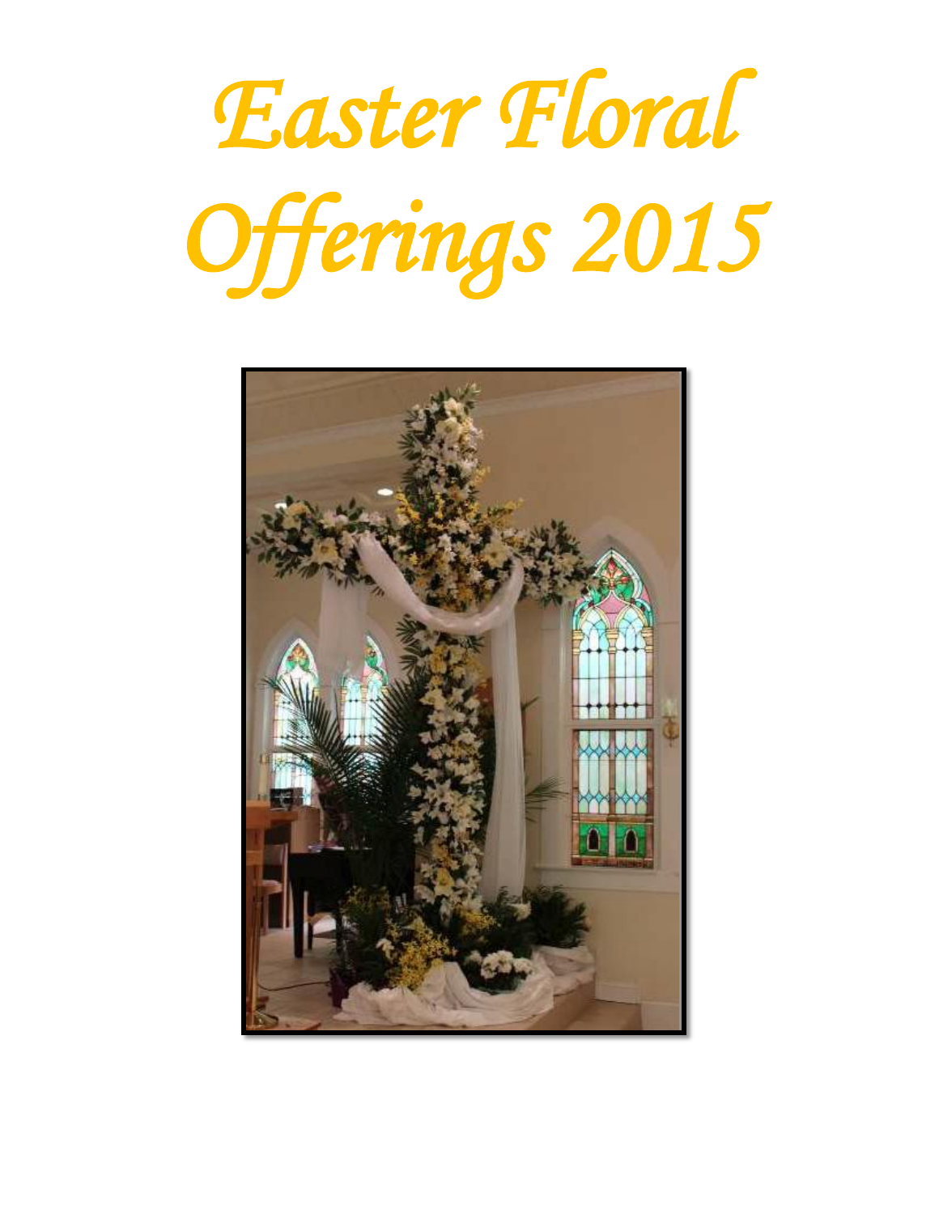# Easter Floral Offerings 2015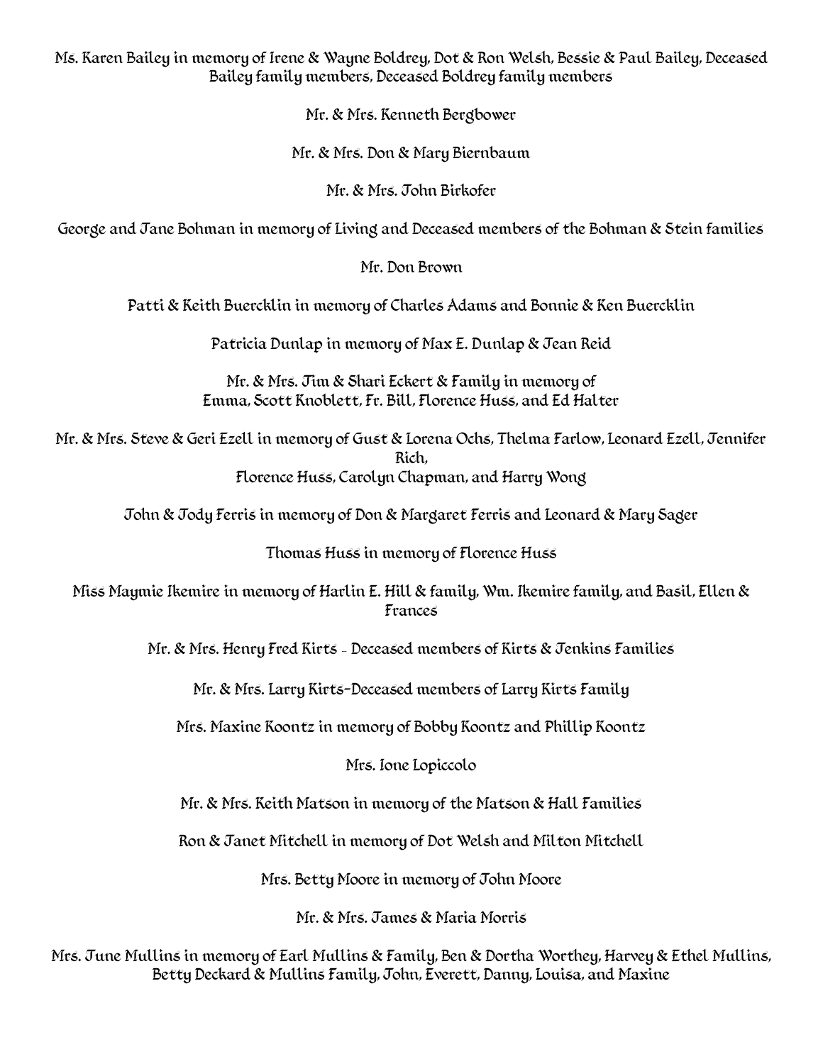Ms. Karen Bailey in memory of Irene & Wayne Boldrey, Dot & Ron Welsh, Bessie & Paul Bailey, Deceased Bailey family members, Deceased Boldrey family members

Mr. & Mrs. Kenneth Bergbower

Mr. & Mrs. Don & Mary Biernbaum

Mr. & Mrs. John Birkofer

George and Jane Bohman in memory of Living and Deceased members of the Bohman & Stein families

Mr. Don Brown

Patti & Keith Buercklin in memory of Charles Adams and Bonnie & Ken Buercklin

Patricia Dunlap in memory of Max E. Dunlap & Jean Reid

Mr. & Mrs. Jim & Shari Eckert & Family in memory of
Emma, Scott Knoblett, Fr. Bill, Florence Huss, and Ed Halter

Mr. & Mrs. Steve & Geri Ezell in memory of Gust & Lorena Ochs, Thelma Farlow, Leonard Ezell, Jennifer Rich,
Florence Huss, Carolyn Chapman, and Harry Wong

John & Jody Ferris in memory of Don & Margaret Ferris and Leonard & Mary Sager

Thomas Huss in memory of Florence Huss

Miss Maymie Ikemire in memory of Harlin E. Hill & family, Wm. Ikemire family, and Basil, Ellen & Frances

Mr. & Mrs. Henry Fred Kirts - Deceased members of Kirts & Jenkins Families

Mr. & Mrs. Larry Kirts-Deceased members of Larry Kirts Family

Mrs. Maxine Koontz in memory of Bobby Koontz and Phillip Koontz

Mrs. Ione Lopiccolo

Mr. & Mrs. Keith Matson in memory of the Matson & Hall Families

Ron & Janet Mitchell in memory of Dot Welsh and Milton Mitchell

Mrs. Betty Moore in memory of John Moore

Mr. & Mrs. James & Maria Morris

Mrs. June Mullins in memory of Earl Mullins & Family, Ben & Dortha Worthey, Harvey & Ethel Mullins, Betty Deckard & Mullins Family, John, Everett, Danny, Louisa, and Maxine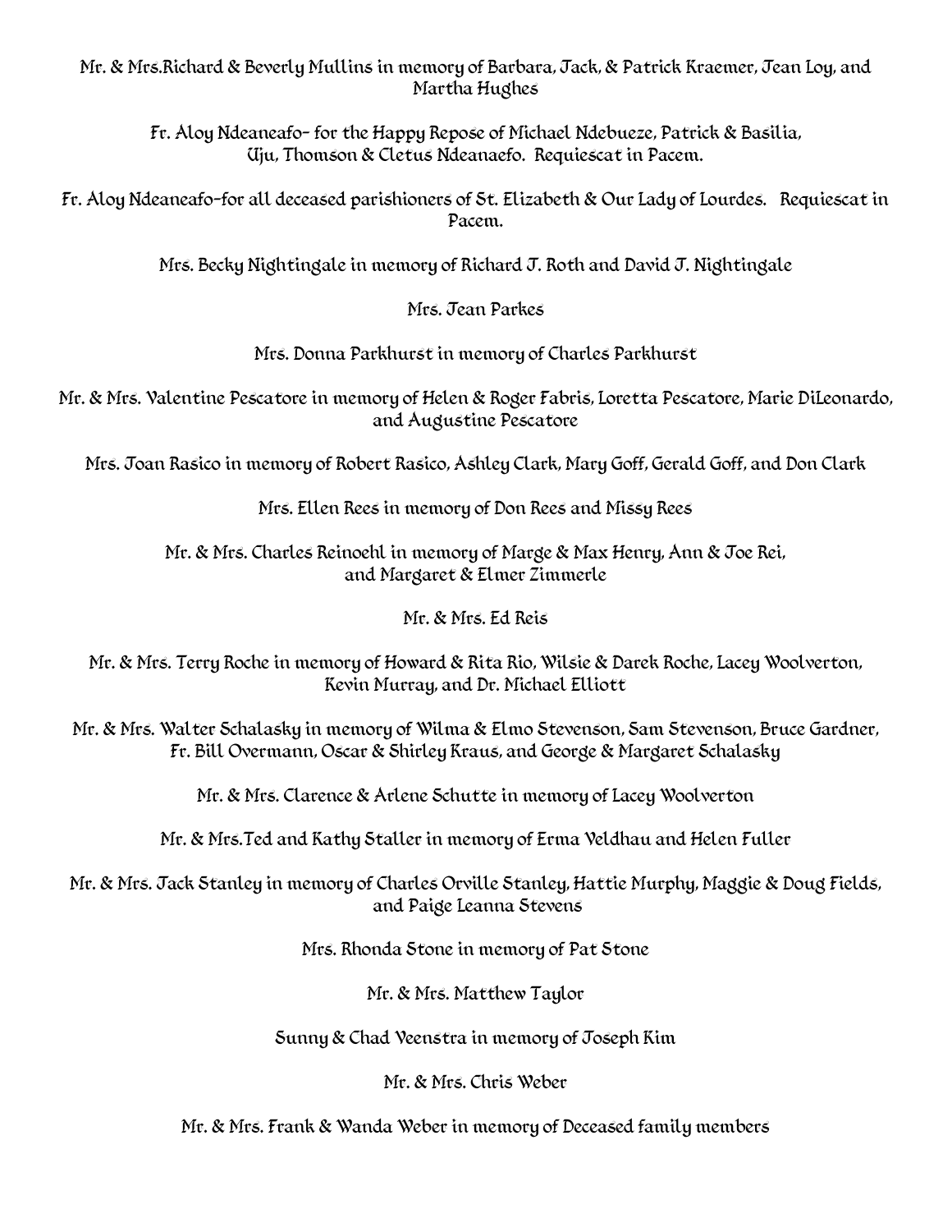Mr. & Mrs.Richard & Beverly Mullins in memory of Barbara, Jack, & Patrick Kraemer, Jean Loy, and Martha Hughes

Fr. Aloy Ndeaneafo- for the Happy Repose of Michael Ndebueze, Patrick & Basilia, Uju, Thomson & Cletus Ndeanaefo. Requiescat in Pacem.

Fr. Aloy Ndeaneafo-for all deceased parishioners of St. Elizabeth & Our Lady of Lourdes. Requiescat in Pacem.

Mrs. Becky Nightingale in memory of Richard J. Roth and David J. Nightingale

Mrs. Jean Parkes

Mrs. Donna Parkhurst in memory of Charles Parkhurst

Mr. & Mrs. Valentine Pescatore in memory of Helen & Roger Fabris, Loretta Pescatore, Marie DiLeonardo, and Augustine Pescatore

Mrs. Joan Rasico in memory of Robert Rasico, Ashley Clark, Mary Goff, Gerald Goff, and Don Clark

Mrs. Ellen Rees in memory of Don Rees and Missy Rees

Mr. & Mrs. Charles Reinoehl in memory of Marge & Max Henry, Ann & Joe Rei, and Margaret & Elmer Zimmerle

Mr. & Mrs. Ed Reis

Mr. & Mrs. Terry Roche in memory of Howard & Rita Rio, Wilsie & Darek Roche, Lacey Woolverton, Kevin Murray, and Dr. Michael Elliott

Mr. & Mrs. Walter Schalasky in memory of Wilma & Elmo Stevenson, Sam Stevenson, Bruce Gardner, Fr. Bill Overmann, Oscar & Shirley Kraus, and George & Margaret Schalasky

Mr. & Mrs. Clarence & Arlene Schutte in memory of Lacey Woolverton

Mr. & Mrs.Ted and Kathy Staller in memory of Erma Veldhau and Helen Fuller

Mr. & Mrs. Jack Stanley in memory of Charles Orville Stanley, Hattie Murphy, Maggie & Doug Fields, and Paige Leanna Stevens

Mrs. Rhonda Stone in memory of Pat Stone

Mr. & Mrs. Matthew Taylor

Sunny & Chad Veenstra in memory of Joseph Kim

Mr. & Mrs. Chris Weber

Mr. & Mrs. Frank & Wanda Weber in memory of Deceased family members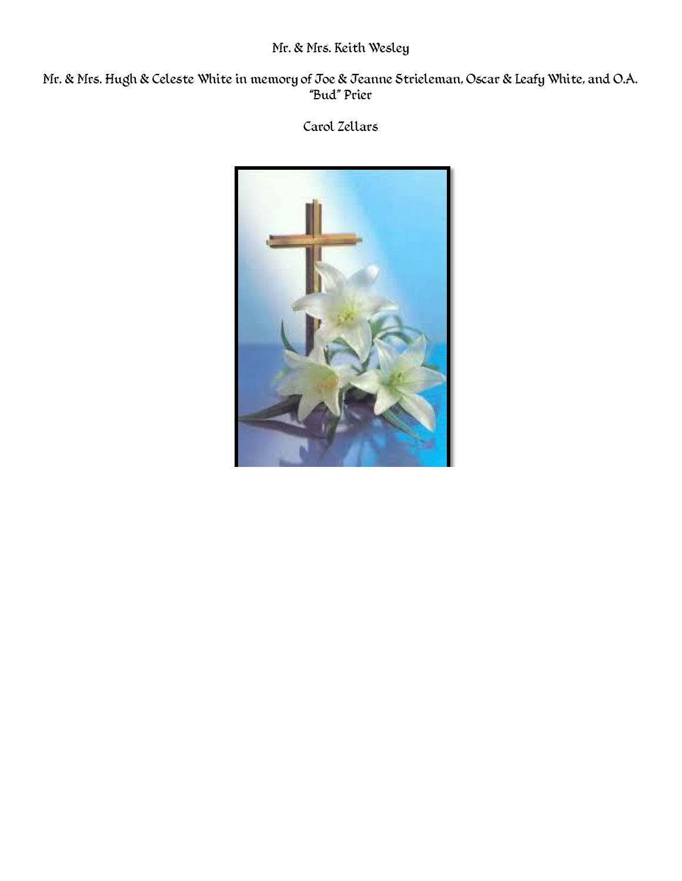Mr. & Mrs. Keith Wesley

Mr. & Mrs. Hugh & Celeste White in memory of Joe & Jeanne Strieleman, Oscar & Leafy White, and O.A. "Bud" Prier

Carol Zellars